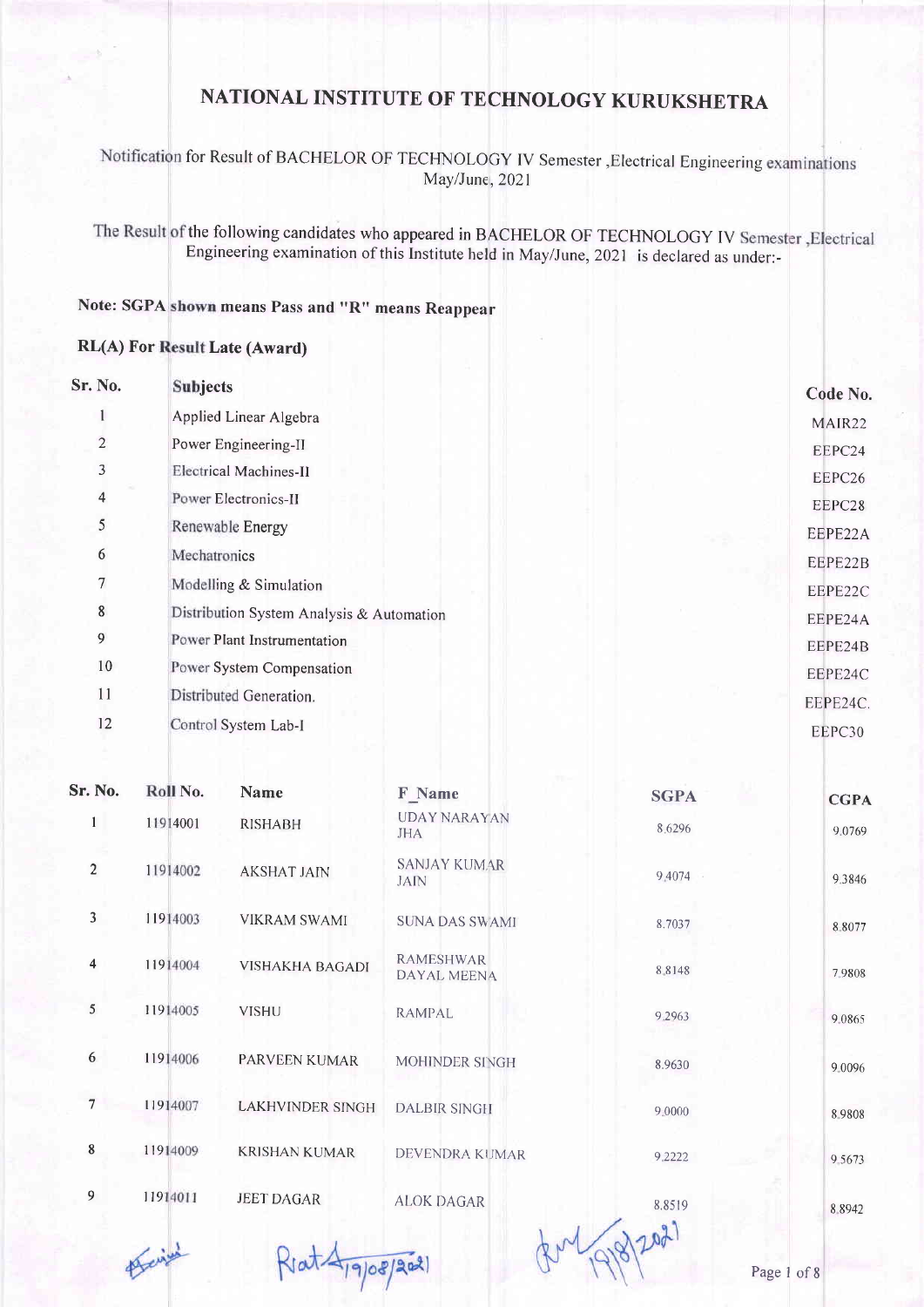# NATIONAL INSTITUTE OF TECHNOLOGY KURUKSHETRA

Notification for Result of BACHELOR OF TECHNOLOGY IV Semester ,Electrical Engineering examinations May/June, 2021

The Result of the following candidates who appeared in BACHELOR OF TECHNOLOGY IV Semester ,Electrical Engineering examination of this Institute held in May/June, 2021 is declared as under:-

**Note: SGPA shown means Pass and "R" means Reappear**

**RL(A) For Result Late (Award)**

| Sr. No. | Subjects | Code No. |
|---|---|---|
| 1 | Applied Linear Algebra | MAIR22 |
| 2 | Power Engineering-II | EEPC24 |
| 3 | Electrical Machines-II | EEPC26 |
| 4 | Power Electronics-II | EEPC28 |
| 5 | Renewable Energy | EEPE22A |
| 6 | Mechatronics | EEPE22B |
| 7 | Modelling & Simulation | EEPE22C |
| 8 | Distribution System Analysis & Automation | EEPE24A |
| 9 | Power Plant Instrumentation | EEPE24B |
| 10 | Power System Compensation | EEPE24C |
| 11 | Distributed Generation. | EEPE24C. |
| 12 | Control System Lab-I | EEPC30 |

| Sr. No. | Roll No. | Name | F_Name | SGPA | CGPA |
|---|---|---|---|---|---|
| 1 | 11914001 | RISHABH | UDAY NARAYAN JHA | 8.6296 | 9.0769 |
| 2 | 11914002 | AKSHAT JAIN | SANJAY KUMAR JAIN | 9.4074 | 9.3846 |
| 3 | 11914003 | VIKRAM SWAMI | SUNA DAS SWAMI | 8.7037 | 8.8077 |
| 4 | 11914004 | VISHAKHA BAGADI | RAMESHWAR DAYAL MEENA | 8.8148 | 7.9808 |
| 5 | 11914005 | VISHU | RAMPAL | 9.2963 | 9.0865 |
| 6 | 11914006 | PARVEEN KUMAR | MOHINDER SINGH | 8.9630 | 9.0096 |
| 7 | 11914007 | LAKHVINDER SINGH | DALBIR SINGH | 9.0000 | 8.9808 |
| 8 | 11914009 | KRISHAN KUMAR | DEVENDRA KUMAR | 9.2222 | 9.5673 |
| 9 | 11914011 | JEET DAGAR | ALOK DAGAR | 8.8519 | 8.8942 |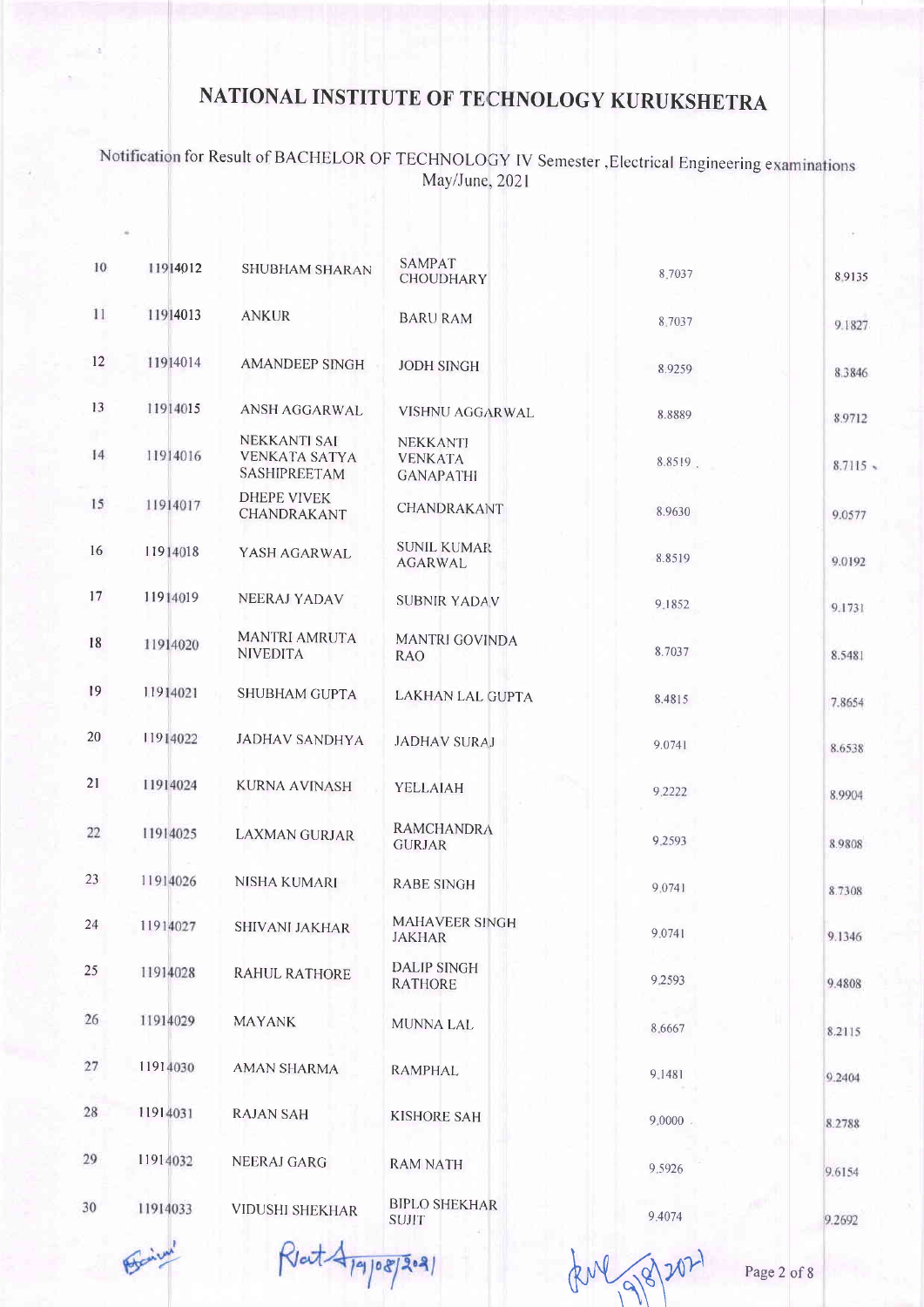# NATIONAL INSTITUTE OF TECHNOLOGY KURUKSHETRA

Notification for Result of BACHELOR OF TECHNOLOGY IV Semester ,Electrical Engineering examinations May/June, 2021

| | | | | | |
|---|---|---|---|---|---|
| 10 | 11914012 | SHUBHAM SHARAN | SAMPAT CHOUDHARY | 8.7037 | 8.9135 |
| 11 | 11914013 | ANKUR | BARU RAM | 8.7037 | 9.1827 |
| 12 | 11914014 | AMANDEEP SINGH | JODH SINGH | 8.9259 | 8.3846 |
| 13 | 11914015 | ANSH AGGARWAL | VISHNU AGGARWAL | 8.8889 | 8.9712 |
| 14 | 11914016 | NEKKANTI SAI VENKATA SATYA SASHIPREETAM | NEKKANTI VENKATA GANAPATHI | 8.8519 | 8.7115 |
| 15 | 11914017 | DHEPE VIVEK CHANDRAKANT | CHANDRAKANT | 8.9630 | 9.0577 |
| 16 | 11914018 | YASH AGARWAL | SUNIL KUMAR AGARWAL | 8.8519 | 9.0192 |
| 17 | 11914019 | NEERAJ YADAV | SUBNIR YADAV | 9.1852 | 9.1731 |
| 18 | 11914020 | MANTRI AMRUTA NIVEDITA | MANTRI GOVINDA RAO | 8.7037 | 8.5481 |
| 19 | 11914021 | SHUBHAM GUPTA | LAKHAN LAL GUPTA | 8.4815 | 7.8654 |
| 20 | 11914022 | JADHAV SANDHYA | JADHAV SURAJ | 9.0741 | 8.6538 |
| 21 | 11914024 | KURNA AVINASH | YELLAIAH | 9.2222 | 8.9904 |
| 22 | 11914025 | LAXMAN GURJAR | RAMCHANDRA GURJAR | 9.2593 | 8.9808 |
| 23 | 11914026 | NISHA KUMARI | RABE SINGH | 9.0741 | 8.7308 |
| 24 | 11914027 | SHIVANI JAKHAR | MAHAVEER SINGH JAKHAR | 9.0741 | 9.1346 |
| 25 | 11914028 | RAHUL RATHORE | DALIP SINGH RATHORE | 9.2593 | 9.4808 |
| 26 | 11914029 | MAYANK | MUNNA LAL | 8.6667 | 8.2115 |
| 27 | 11914030 | AMAN SHARMA | RAMPHAL | 9.1481 | 9.2404 |
| 28 | 11914031 | RAJAN SAH | KISHORE SAH | 9.0000 | 8.2788 |
| 29 | 11914032 | NEERAJ GARG | RAM NATH | 9.5926 | 9.6154 |
| 30 | 11914033 | VIDUSHI SHEKHAR | BIPLO SHEKHAR SUJIT | 9.4074 | 9.2692 |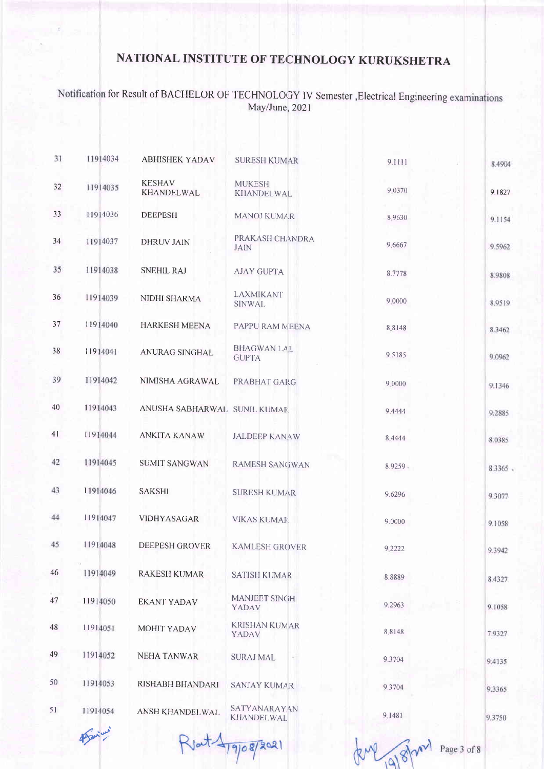# NATIONAL INSTITUTE OF TECHNOLOGY KURUKSHETRA

Notification for Result of BACHELOR OF TECHNOLOGY IV Semester ,Electrical Engineering examinations May/June, 2021

| | | | | | |
|---|---|---|---|---|---|
| 31 | 11914034 | ABHISHEK YADAV | SURESH KUMAR | 9.1111 | 8.4904 |
| 32 | 11914035 | KESHAV KHANDELWAL | MUKESH KHANDELWAL | 9.0370 | 9.1827 |
| 33 | 11914036 | DEEPESH | MANOJ KUMAR | 8.9630 | 9.1154 |
| 34 | 11914037 | DHRUV JAIN | PRAKASH CHANDRA JAIN | 9.6667 | 9.5962 |
| 35 | 11914038 | SNEHIL RAJ | AJAY GUPTA | 8.7778 | 8.9808 |
| 36 | 11914039 | NIDHI SHARMA | LAXMIKANT SINWAL | 9.0000 | 8.9519 |
| 37 | 11914040 | HARKESH MEENA | PAPPU RAM MEENA | 8.8148 | 8.3462 |
| 38 | 11914041 | ANURAG SINGHAL | BHAGWAN LAL GUPTA | 9.5185 | 9.0962 |
| 39 | 11914042 | NIMISHA AGRAWAL | PRABHAT GARG | 9.0000 | 9.1346 |
| 40 | 11914043 | ANUSHA SABHARWAL | SUNIL KUMAR | 9.4444 | 9.2885 |
| 41 | 11914044 | ANKITA KANAW | JALDEEP KANAW | 8.4444 | 8.0385 |
| 42 | 11914045 | SUMIT SANGWAN | RAMESH SANGWAN | 8.9259 | 8.3365 |
| 43 | 11914046 | SAKSHI | SURESH KUMAR | 9.6296 | 9.3077 |
| 44 | 11914047 | VIDHYASAGAR | VIKAS KUMAR | 9.0000 | 9.1058 |
| 45 | 11914048 | DEEPESH GROVER | KAMLESH GROVER | 9.2222 | 9.3942 |
| 46 | 11914049 | RAKESH KUMAR | SATISH KUMAR | 8.8889 | 8.4327 |
| 47 | 11914050 | EKANT YADAV | MANJEET SINGH YADAV | 9.2963 | 9.1058 |
| 48 | 11914051 | MOHIT YADAV | KRISHAN KUMAR YADAV | 8.8148 | 7.9327 |
| 49 | 11914052 | NEHA TANWAR | SURAJ MAL | 9.3704 | 9.4135 |
| 50 | 11914053 | RISHABH BHANDARI | SANJAY KUMAR | 9.3704 | 9.3365 |
| 51 | 11914054 | ANSH KHANDELWAL | SATYANARAYAN KHANDELWAL | 9.1481 | 9.3750 |

19/08/2021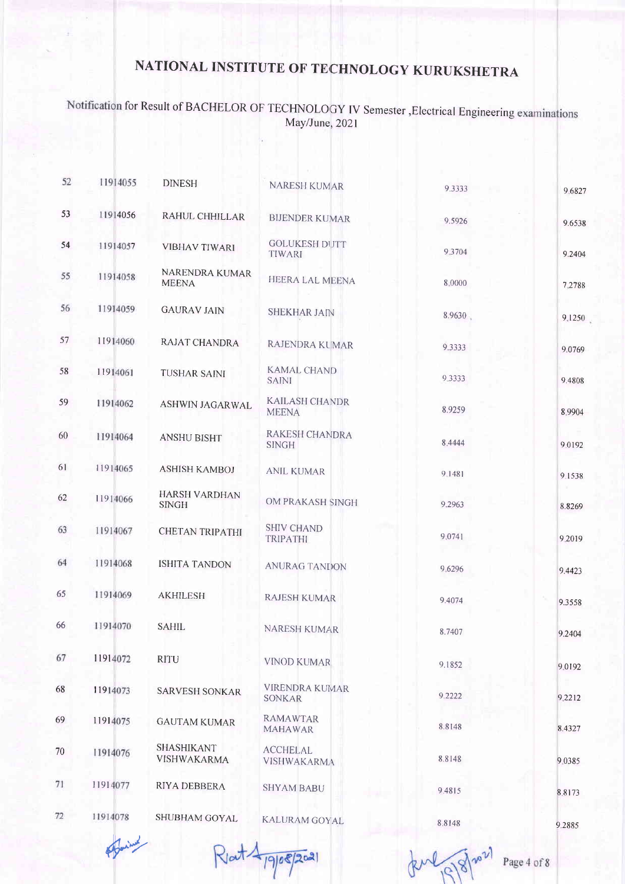# NATIONAL INSTITUTE OF TECHNOLOGY KURUKSHETRA

Notification for Result of BACHELOR OF TECHNOLOGY IV Semester ,Electrical Engineering examinations May/June, 2021

| | | | | | |
|---|---|---|---|---|---|
| 52 | 11914055 | DINESH | NARESH KUMAR | 9.3333 | 9.6827 |
| 53 | 11914056 | RAHUL CHHILLAR | BIJENDER KUMAR | 9.5926 | 9.6538 |
| 54 | 11914057 | VIBHAV TIWARI | GOLUKESH DUTT TIWARI | 9.3704 | 9.2404 |
| 55 | 11914058 | NARENDRA KUMAR MEENA | HEERA LAL MEENA | 8.0000 | 7.2788 |
| 56 | 11914059 | GAURAV JAIN | SHEKHAR JAIN | 8.9630 | 9.1250 |
| 57 | 11914060 | RAJAT CHANDRA | RAJENDRA KUMAR | 9.3333 | 9.0769 |
| 58 | 11914061 | TUSHAR SAINI | KAMAL CHAND SAINI | 9.3333 | 9.4808 |
| 59 | 11914062 | ASHWIN JAGARWAL | KAILASH CHANDR MEENA | 8.9259 | 8.9904 |
| 60 | 11914064 | ANSHU BISHT | RAKESH CHANDRA SINGH | 8.4444 | 9.0192 |
| 61 | 11914065 | ASHISH KAMBOJ | ANIL KUMAR | 9.1481 | 9.1538 |
| 62 | 11914066 | HARSH VARDHAN SINGH | OM PRAKASH SINGH | 9.2963 | 8.8269 |
| 63 | 11914067 | CHETAN TRIPATHI | SHIV CHAND TRIPATHI | 9.0741 | 9.2019 |
| 64 | 11914068 | ISHITA TANDON | ANURAG TANDON | 9.6296 | 9.4423 |
| 65 | 11914069 | AKHILESH | RAJESH KUMAR | 9.4074 | 9.3558 |
| 66 | 11914070 | SAHIL | NARESH KUMAR | 8.7407 | 9.2404 |
| 67 | 11914072 | RITU | VINOD KUMAR | 9.1852 | 9.0192 |
| 68 | 11914073 | SARVESH SONKAR | VIRENDRA KUMAR SONKAR | 9.2222 | 9.2212 |
| 69 | 11914075 | GAUTAM KUMAR | RAMAWTAR MAHAWAR | 8.8148 | 8.4327 |
| 70 | 11914076 | SHASHIKANT VISHWAKARMA | ACCHELAL VISHWAKARMA | 8.8148 | 9.0385 |
| 71 | 11914077 | RIYA DEBBERA | SHYAM BABU | 9.4815 | 8.8173 |
| 72 | 11914078 | SHUBHAM GOYAL | KALURAM GOYAL | 8.8148 | 9.2885 |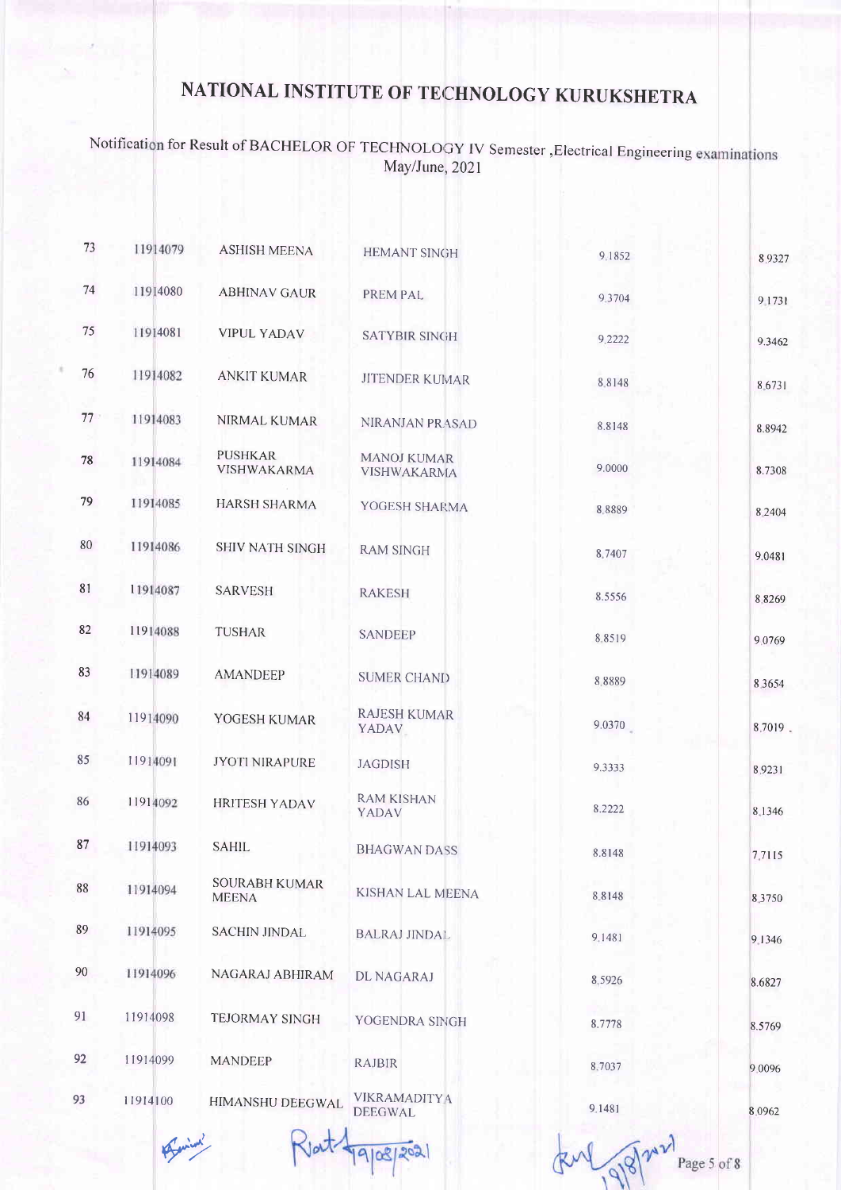# NATIONAL INSTITUTE OF TECHNOLOGY KURUKSHETRA

Notification for Result of BACHELOR OF TECHNOLOGY IV Semester ,Electrical Engineering examinations May/June, 2021

| | | | | | |
|---|---|---|---|---|---|
| 73 | 11914079 | ASHISH MEENA | HEMANT SINGH | 9.1852 | 8.9327 |
| 74 | 11914080 | ABHINAV GAUR | PREM PAL | 9.3704 | 9.1731 |
| 75 | 11914081 | VIPUL YADAV | SATYBIR SINGH | 9.2222 | 9.3462 |
| 76 | 11914082 | ANKIT KUMAR | JITENDER KUMAR | 8.8148 | 8.6731 |
| 77 | 11914083 | NIRMAL KUMAR | NIRANJAN PRASAD | 8.8148 | 8.8942 |
| 78 | 11914084 | PUSHKAR VISHWAKARMA | MANOJ KUMAR VISHWAKARMA | 9.0000 | 8.7308 |
| 79 | 11914085 | HARSH SHARMA | YOGESH SHARMA | 8.8889 | 8.2404 |
| 80 | 11914086 | SHIV NATH SINGH | RAM SINGH | 8.7407 | 9.0481 |
| 81 | 11914087 | SARVESH | RAKESH | 8.5556 | 8.8269 |
| 82 | 11914088 | TUSHAR | SANDEEP | 8.8519 | 9.0769 |
| 83 | 11914089 | AMANDEEP | SUMER CHAND | 8.8889 | 8.3654 |
| 84 | 11914090 | YOGESH KUMAR | RAJESH KUMAR YADAV | 9.0370 | 8.7019 |
| 85 | 11914091 | JYOTI NIRAPURE | JAGDISH | 9.3333 | 8.9231 |
| 86 | 11914092 | HRITESH YADAV | RAM KISHAN YADAV | 8.2222 | 8.1346 |
| 87 | 11914093 | SAHIL | BHAGWAN DASS | 8.8148 | 7.7115 |
| 88 | 11914094 | SOURABH KUMAR MEENA | KISHAN LAL MEENA | 8.8148 | 8.3750 |
| 89 | 11914095 | SACHIN JINDAL | BALRAJ JINDAL | 9.1481 | 9.1346 |
| 90 | 11914096 | NAGARAJ ABHIRAM | DL NAGARAJ | 8.5926 | 8.6827 |
| 91 | 11914098 | TEJORMAY SINGH | YOGENDRA SINGH | 8.7778 | 8.5769 |
| 92 | 11914099 | MANDEEP | RAJBIR | 8.7037 | 9.0096 |
| 93 | 11914100 | HIMANSHU DEEGWAL | VIKRAMADITYA DEEGWAL | 9.1481 | 8.0962 |

19/08/2021 19/8/2021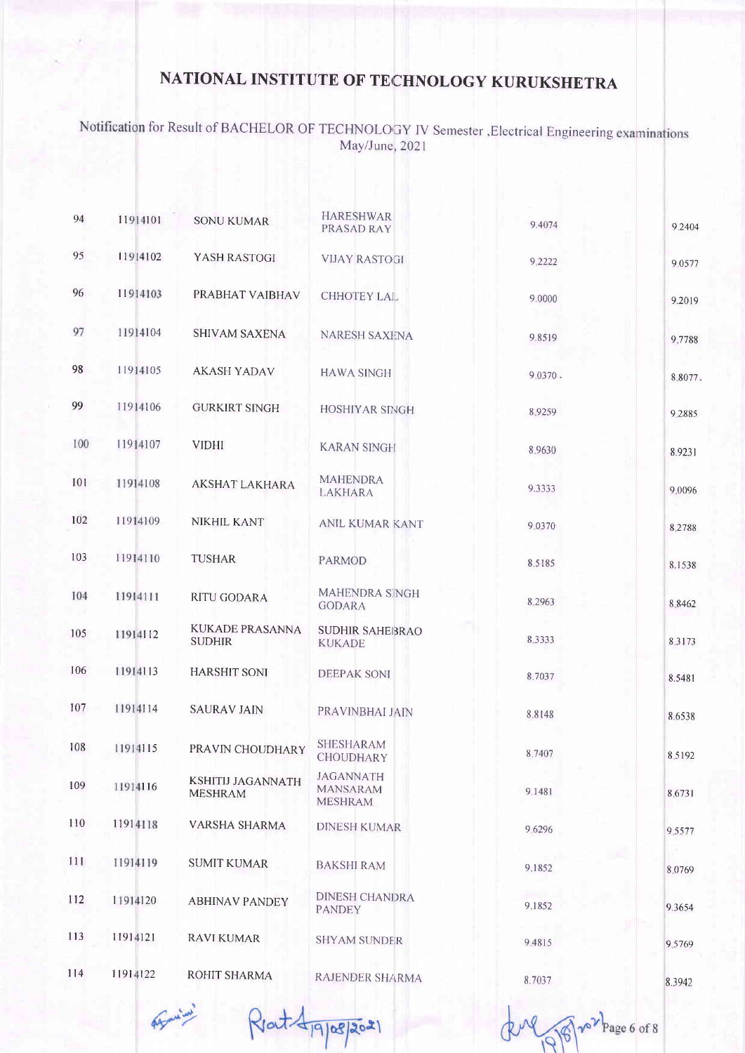# NATIONAL INSTITUTE OF TECHNOLOGY KURUKSHETRA

Notification for Result of BACHELOR OF TECHNOLOGY IV Semester ,Electrical Engineering examinations May/June, 2021

| | | | | | |
|---|---|---|---|---|---|
| 94 | 11914101 | SONU KUMAR | HARESHWAR PRASAD RAY | 9.4074 | 9.2404 |
| 95 | 11914102 | YASH RASTOGI | VIJAY RASTOGI | 9.2222 | 9.0577 |
| 96 | 11914103 | PRABHAT VAIBHAV | CHHOTEY LAL | 9.0000 | 9.2019 |
| 97 | 11914104 | SHIVAM SAXENA | NARESH SAXENA | 9.8519 | 9.7788 |
| 98 | 11914105 | AKASH YADAV | HAWA SINGH | 9.0370 | 8.8077 |
| 99 | 11914106 | GURKIRT SINGH | HOSHIYAR SINGH | 8.9259 | 9.2885 |
| 100 | 11914107 | VIDHI | KARAN SINGH | 8.9630 | 8.9231 |
| 101 | 11914108 | AKSHAT LAKHARA | MAHENDRA LAKHARA | 9.3333 | 9.0096 |
| 102 | 11914109 | NIKHIL KANT | ANIL KUMAR KANT | 9.0370 | 8.2788 |
| 103 | 11914110 | TUSHAR | PARMOD | 8.5185 | 8.1538 |
| 104 | 11914111 | RITU GODARA | MAHENDRA SINGH GODARA | 8.2963 | 8.8462 |
| 105 | 11914112 | KUKADE PRASANNA SUDHIR | SUDHIR SAHEBRAO KUKADE | 8.3333 | 8.3173 |
| 106 | 11914113 | HARSHIT SONI | DEEPAK SONI | 8.7037 | 8.5481 |
| 107 | 11914114 | SAURAV JAIN | PRAVINBHAI JAIN | 8.8148 | 8.6538 |
| 108 | 11914115 | PRAVIN CHOUDHARY | SHESHARAM CHOUDHARY | 8.7407 | 8.5192 |
| 109 | 11914116 | KSHITIJ JAGANNATH MESHRAM | JAGANNATH MANSARAM MESHRAM | 9.1481 | 8.6731 |
| 110 | 11914118 | VARSHA SHARMA | DINESH KUMAR | 9.6296 | 9.5577 |
| 111 | 11914119 | SUMIT KUMAR | BAKSHI RAM | 9.1852 | 8.0769 |
| 112 | 11914120 | ABHINAV PANDEY | DINESH CHANDRA PANDEY | 9.1852 | 9.3654 |
| 113 | 11914121 | RAVI KUMAR | SHYAM SUNDER | 9.4815 | 9.5769 |
| 114 | 11914122 | ROHIT SHARMA | RAJENDER SHARMA | 8.7037 | 8.3942 |

19/08/2021

19/8/2021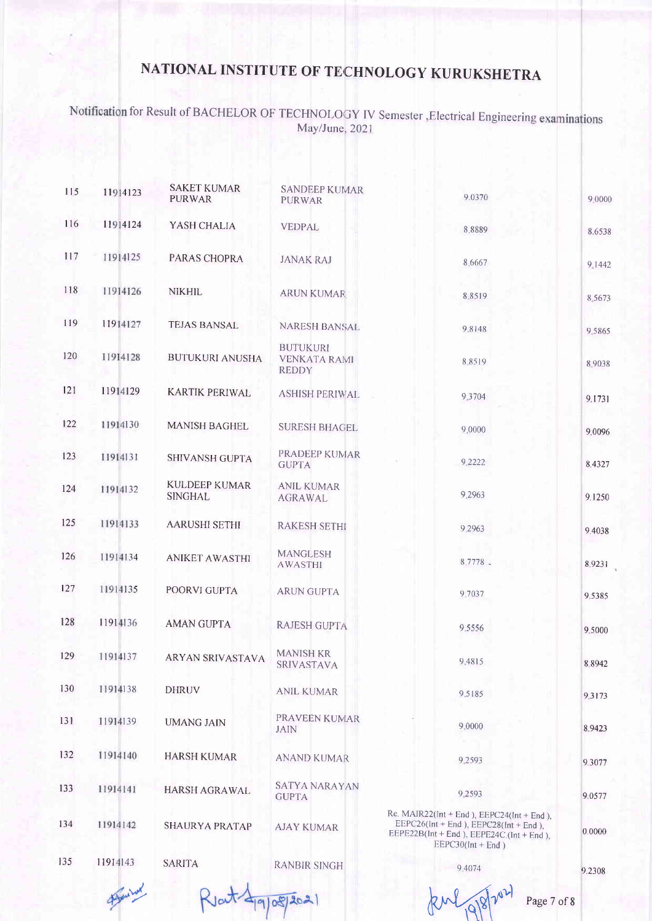# NATIONAL INSTITUTE OF TECHNOLOGY KURUKSHETRA

Notification for Result of BACHELOR OF TECHNOLOGY IV Semester ,Electrical Engineering examinations May/June, 2021

| | | | | | |
|---|---|---|---|---|---|
| 115 | 11914123 | SAKET KUMAR PURWAR | SANDEEP KUMAR PURWAR | 9.0370 | 9.0000 |
| 116 | 11914124 | YASH CHALIA | VEDPAL | 8.8889 | 8.6538 |
| 117 | 11914125 | PARAS CHOPRA | JANAK RAJ | 8.6667 | 9.1442 |
| 118 | 11914126 | NIKHIL | ARUN KUMAR | 8.8519 | 8.5673 |
| 119 | 11914127 | TEJAS BANSAL | NARESH BANSAL | 9.8148 | 9.5865 |
| 120 | 11914128 | BUTUKURI ANUSHA | BUTUKURI VENKATA RAMI REDDY | 8.8519 | 8.9038 |
| 121 | 11914129 | KARTIK PERIWAL | ASHISH PERIWAL | 9.3704 | 9.1731 |
| 122 | 11914130 | MANISH BAGHEL | SURESH BHAGEL | 9.0000 | 9.0096 |
| 123 | 11914131 | SHIVANSH GUPTA | PRADEEP KUMAR GUPTA | 9.2222 | 8.4327 |
| 124 | 11914132 | KULDEEP KUMAR SINGHAL | ANIL KUMAR AGRAWAL | 9.2963 | 9.1250 |
| 125 | 11914133 | AARUSHI SETHI | RAKESH SETHI | 9.2963 | 9.4038 |
| 126 | 11914134 | ANIKET AWASTHI | MANGLESH AWASTHI | 8.7778 | 8.9231 |
| 127 | 11914135 | POORVI GUPTA | ARUN GUPTA | 9.7037 | 9.5385 |
| 128 | 11914136 | AMAN GUPTA | RAJESH GUPTA | 9.5556 | 9.5000 |
| 129 | 11914137 | ARYAN SRIVASTAVA | MANISH KR SRIVASTAVA | 9.4815 | 8.8942 |
| 130 | 11914138 | DHRUV | ANIL KUMAR | 9.5185 | 9.3173 |
| 131 | 11914139 | UMANG JAIN | PRAVEEN KUMAR JAIN | 9.0000 | 8.9423 |
| 132 | 11914140 | HARSH KUMAR | ANAND KUMAR | 9.2593 | 9.3077 |
| 133 | 11914141 | HARSH AGRAWAL | SATYA NARAYAN GUPTA | 9.2593 | 9.0577 |
| 134 | 11914142 | SHAURYA PRATAP | AJAY KUMAR | Re. MAIR22(Int + End ), EEPC24(Int + End ), EEPC26(Int + End ), EEPC28(Int + End ), EEPE22B(Int + End ), EEPE24C (Int + End ), EEPC30(Int + End ) | 0.0000 |
| 135 | 11914143 | SARITA | RANBIR SINGH | 9.4074 | 9.2308 |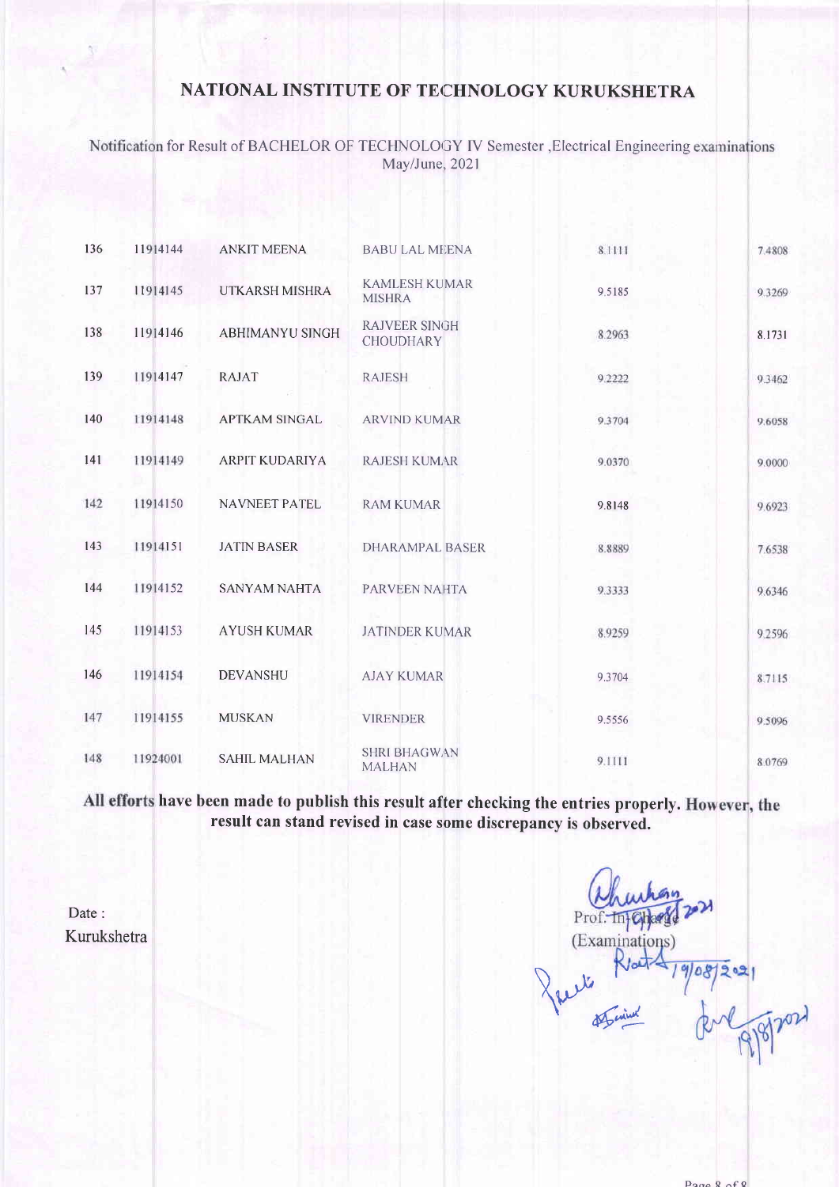# NATIONAL INSTITUTE OF TECHNOLOGY KURUKSHETRA

Notification for Result of BACHELOR OF TECHNOLOGY IV Semester ,Electrical Engineering examinations May/June, 2021

| | | | | | |
|---|---|---|---|---|---|
| 136 | 11914144 | ANKIT MEENA | BABU LAL MEENA | 8.1111 | 7.4808 |
| 137 | 11914145 | UTKARSH MISHRA | KAMLESH KUMAR MISHRA | 9.5185 | 9.3269 |
| 138 | 11914146 | ABHIMANYU SINGH | RAJVEER SINGH CHOUDHARY | 8.2963 | 8.1731 |
| 139 | 11914147 | RAJAT | RAJESH | 9.2222 | 9.3462 |
| 140 | 11914148 | APTKAM SINGAL | ARVIND KUMAR | 9.3704 | 9.6058 |
| 141 | 11914149 | ARPIT KUDARIYA | RAJESH KUMAR | 9.0370 | 9.0000 |
| 142 | 11914150 | NAVNEET PATEL | RAM KUMAR | 9.8148 | 9.6923 |
| 143 | 11914151 | JATIN BASER | DHARAMPAL BASER | 8.8889 | 7.6538 |
| 144 | 11914152 | SANYAM NAHTA | PARVEEN NAHTA | 9.3333 | 9.6346 |
| 145 | 11914153 | AYUSH KUMAR | JATINDER KUMAR | 8.9259 | 9.2596 |
| 146 | 11914154 | DEVANSHU | AJAY KUMAR | 9.3704 | 8.7115 |
| 147 | 11914155 | MUSKAN | VIRENDER | 9.5556 | 9.5096 |
| 148 | 11924001 | SAHIL MALHAN | SHRI BHAGWAN MALHAN | 9.1111 | 8.0769 |

**All efforts have been made to publish this result after checking the entries properly. However, the result can stand revised in case some discrepancy is observed.**

Date :
Kurukshetra

Prof. In-Charge
(Examinations)